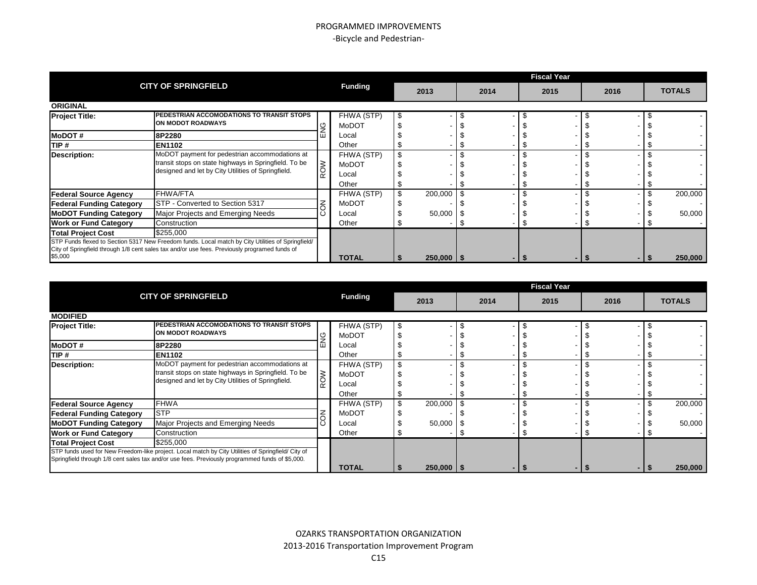# PROGRAMMED IMPROVEMENTS

-Bicycle and Pedestrian-

| CITY OF SPRINGFIELD | | | Funding | Fiscal Year 2013 | 2014 | 2015 | 2016 | TOTALS |
|---|---|---|---|---|---|---|---|---|
| **ORIGINAL** | | | | | | | | |
| **Project Title:** | **PEDESTRIAN ACCOMODATIONS TO TRANSIT STOPS ON MODOT ROADWAYS** | ENG | FHWA (STP) | $ - | $ - | $ - | $ - | $ - |
| | | | MoDOT | $ - | $ - | $ - | $ - | $ - |
| **MoDOT #** | **8P2280** | | Local | $ - | $ - | $ - | $ - | $ - |
| **TIP #** | **EN1102** | | Other | $ - | $ - | $ - | $ - | $ - |
| **Description:** | MoDOT payment for pedestrian accommodations at transit stops on state highways in Springfield. To be designed and let by City Utilities of Springfield. | ROW | FHWA (STP) | $ - | $ - | $ - | $ - | $ - |
| | | | MoDOT | $ - | $ - | $ - | $ - | $ - |
| | | | Local | $ - | $ - | $ - | $ - | $ - |
| | | | Other | $ - | $ - | $ - | $ - | $ - |
| **Federal Source Agency** | FHWA/FTA | CON | FHWA (STP) | $ 200,000 | $ - | $ - | $ - | $ 200,000 |
| **Federal Funding Category** | STP - Converted to Section 5317 | | MoDOT | $ - | $ - | $ - | $ - | $ - |
| **MoDOT Funding Category** | Major Projects and Emerging Needs | | Local | $ 50,000 | $ - | $ - | $ - | $ 50,000 |
| **Work or Fund Category** | Construction | | Other | $ - | $ - | $ - | $ - | $ - |
| **Total Project Cost** | $255,000 | | | | | | | |
| STP Funds flexed to Section 5317 New Freedom funds. Local match by City Utilities of Springfield/ City of Springfield through 1/8 cent sales tax and/or use fees. Previously programed funds of $5,000 | | | **TOTAL** | **$ 250,000** | **$ -** | **$ -** | **$ -** | **$ 250,000** |

| CITY OF SPRINGFIELD | | | Funding | Fiscal Year 2013 | 2014 | 2015 | 2016 | TOTALS |
|---|---|---|---|---|---|---|---|---|
| **MODIFIED** | | | | | | | | |
| **Project Title:** | **PEDESTRIAN ACCOMODATIONS TO TRANSIT STOPS ON MODOT ROADWAYS** | ENG | FHWA (STP) | $ - | $ - | $ - | $ - | $ - |
| | | | MoDOT | $ - | $ - | $ - | $ - | $ - |
| **MoDOT #** | **8P2280** | | Local | $ - | $ - | $ - | $ - | $ - |
| **TIP #** | **EN1102** | | Other | $ - | $ - | $ - | $ - | $ - |
| **Description:** | MoDOT payment for pedestrian accommodations at transit stops on state highways in Springfield. To be designed and let by City Utilities of Springfield. | ROW | FHWA (STP) | $ - | $ - | $ - | $ - | $ - |
| | | | MoDOT | $ - | $ - | $ - | $ - | $ - |
| | | | Local | $ - | $ - | $ - | $ - | $ - |
| | | | Other | $ - | $ - | $ - | $ - | $ - |
| **Federal Source Agency** | FHWA | CON | FHWA (STP) | $ 200,000 | $ - | $ - | $ - | $ 200,000 |
| **Federal Funding Category** | STP | | MoDOT | $ - | $ - | $ - | $ - | $ - |
| **MoDOT Funding Category** | Major Projects and Emerging Needs | | Local | $ 50,000 | $ - | $ - | $ - | $ 50,000 |
| **Work or Fund Category** | Construction | | Other | $ - | $ - | $ - | $ - | $ - |
| **Total Project Cost** | $255,000 | | | | | | | |
| STP funds used for New Freedom-like project. Local match by City Utilities of Springfield/ City of Springfield through 1/8 cent sales tax and/or use fees. Previously programmed funds of $5,000. | | | **TOTAL** | **$ 250,000** | **$ -** | **$ -** | **$ -** | **$ 250,000** |

OZARKS TRANSPORTATION ORGANIZATION
2013-2016 Transportation Improvement Program
C15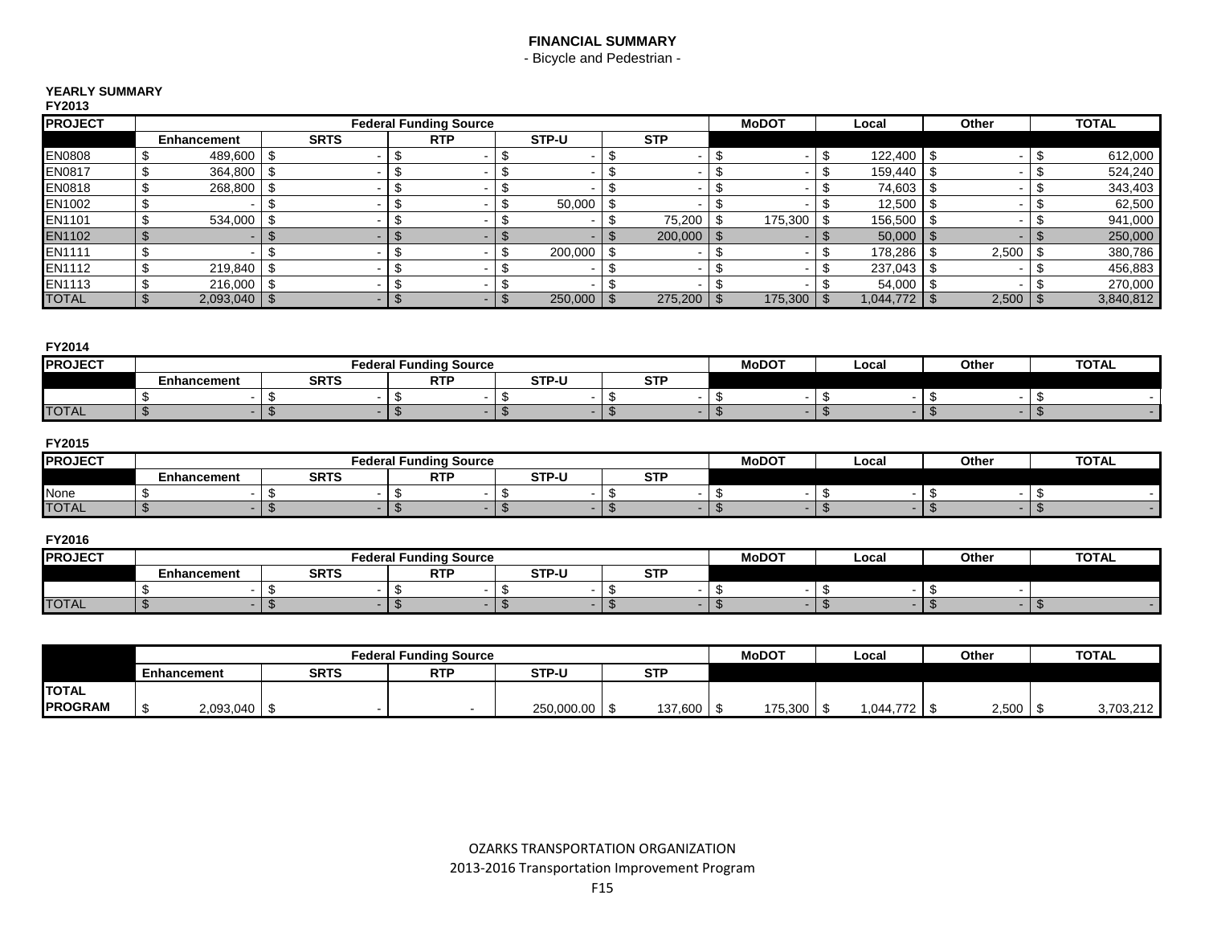# FINANCIAL SUMMARY

- Bicycle and Pedestrian -

**YEARLY SUMMARY**

**FY2013**

| PROJECT | Federal Funding Source | | | | | MoDOT | Local | Other | TOTAL |
|---|---|---|---|---|---|---|---|---|---|
| | Enhancement | SRTS | RTP | STP-U | STP | | | | |
| EN0808 | $ 489,600 | $ - | $ - | $ - | $ - | $ - | $ 122,400 | $ - | $ 612,000 |
| EN0817 | $ 364,800 | $ - | $ - | $ - | $ - | $ - | $ 159,440 | $ - | $ 524,240 |
| EN0818 | $ 268,800 | $ - | $ - | $ - | $ - | $ - | $ 74,603 | $ - | $ 343,403 |
| EN1002 | $ - | $ - | $ - | $ 50,000 | $ - | $ - | $ 12,500 | $ - | $ 62,500 |
| EN1101 | $ 534,000 | $ - | $ - | $ - | $ 75,200 | $ 175,300 | $ 156,500 | $ - | $ 941,000 |
| EN1102 | $ - | $ - | $ - | $ - | $ 200,000 | $ - | $ 50,000 | $ - | $ 250,000 |
| EN1111 | $ - | $ - | $ - | $ 200,000 | $ - | $ - | $ 178,286 | $ 2,500 | $ 380,786 |
| EN1112 | $ 219,840 | $ - | $ - | $ - | $ - | $ - | $ 237,043 | $ - | $ 456,883 |
| EN1113 | $ 216,000 | $ - | $ - | $ - | $ - | $ - | $ 54,000 | $ - | $ 270,000 |
| TOTAL | $ 2,093,040 | $ - | $ - | $ 250,000 | $ 275,200 | $ 175,300 | $ 1,044,772 | $ 2,500 | $ 3,840,812 |

**FY2014**

| PROJECT | Federal Funding Source | | | | | MoDOT | Local | Other | TOTAL |
|---|---|---|---|---|---|---|---|---|---|
| | Enhancement | SRTS | RTP | STP-U | STP | | | | |
| | $ - | $ - | $ - | $ - | $ - | $ - | $ - | $ - | $ - |
| TOTAL | $ - | $ - | $ - | $ - | $ - | $ - | $ - | $ - | $ - |

**FY2015**

| PROJECT | Federal Funding Source | | | | | MoDOT | Local | Other | TOTAL |
|---|---|---|---|---|---|---|---|---|---|
| | Enhancement | SRTS | RTP | STP-U | STP | | | | |
| None | $ - | $ - | $ - | $ - | $ - | $ - | $ - | $ - | $ - |
| TOTAL | $ - | $ - | $ - | $ - | $ - | $ - | $ - | $ - | $ - |

**FY2016**

| PROJECT | Federal Funding Source | | | | | MoDOT | Local | Other | TOTAL |
|---|---|---|---|---|---|---|---|---|---|
| | Enhancement | SRTS | RTP | STP-U | STP | | | | |
| | $ - | $ - | $ - | $ - | $ - | $ - | $ - | $ - | |
| TOTAL | $ - | $ - | $ - | $ - | $ - | $ - | $ - | $ - | $ - |

| | Federal Funding Source | | | | | MoDOT | Local | Other | TOTAL |
|---|---|---|---|---|---|---|---|---|---|
| | Enhancement | SRTS | RTP | STP-U | STP | | | | |
| TOTAL PROGRAM | $ 2,093,040 | $ - | - | 250,000.00 | $ 137,600 | $ 175,300 | $ 1,044,772 | $ 2,500 | $ 3,703,212 |

OZARKS TRANSPORTATION ORGANIZATION

2013-2016 Transportation Improvement Program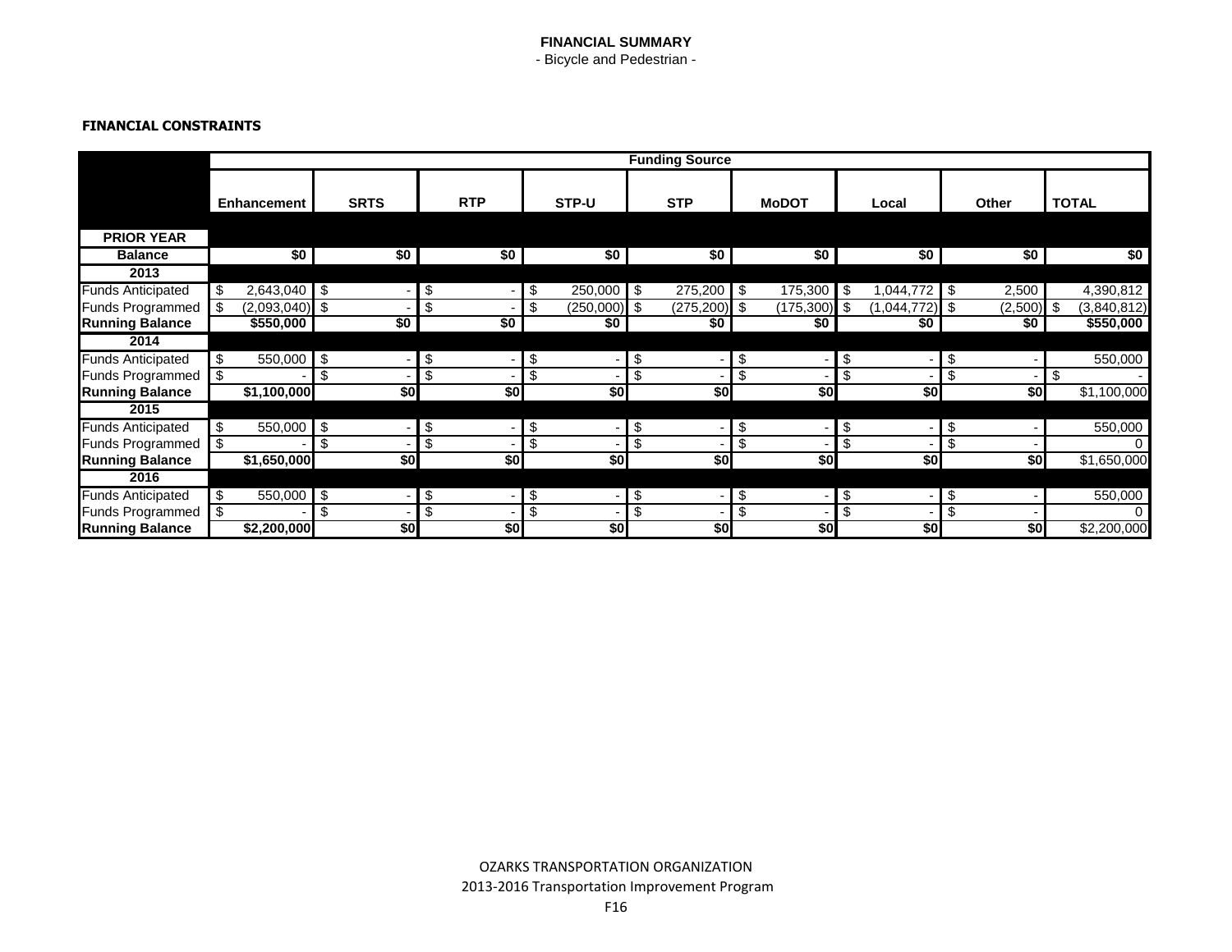**FINANCIAL SUMMARY**
- Bicycle and Pedestrian -

**FINANCIAL CONSTRAINTS**

| | Funding Source | | | | | | | | |
|---|---|---|---|---|---|---|---|---|---|
| | Enhancement | SRTS | RTP | STP-U | STP | MoDOT | Local | Other | TOTAL |
| **PRIOR YEAR** | | | | | | | | | |
| **Balance** | $0 | $0 | $0 | $0 | $0 | $0 | $0 | $0 | $0 |
| **2013** | | | | | | | | | |
| Funds Anticipated | $ 2,643,040 | $ - | $ - | $ 250,000 | $ 275,200 | $ 175,300 | $ 1,044,772 | $ 2,500 | 4,390,812 |
| Funds Programmed | $ (2,093,040) | $ - | $ - | $ (250,000) | $ (275,200) | $ (175,300) | $ (1,044,772) | $ (2,500) | $ (3,840,812) |
| **Running Balance** | $550,000 | $0 | $0 | $0 | $0 | $0 | $0 | $0 | $550,000 |
| **2014** | | | | | | | | | |
| Funds Anticipated | $ 550,000 | $ - | $ - | $ - | $ - | $ - | $ - | $ - | 550,000 |
| Funds Programmed | $ - | $ - | $ - | $ - | $ - | $ - | $ - | $ - | $ - |
| **Running Balance** | $1,100,000 | $0 | $0 | $0 | $0 | $0 | $0 | $0 | $1,100,000 |
| **2015** | | | | | | | | | |
| Funds Anticipated | $ 550,000 | $ - | $ - | $ - | $ - | $ - | $ - | $ - | 550,000 |
| Funds Programmed | $ - | $ - | $ - | $ - | $ - | $ - | $ - | $ - | 0 |
| **Running Balance** | $1,650,000 | $0 | $0 | $0 | $0 | $0 | $0 | $0 | $1,650,000 |
| **2016** | | | | | | | | | |
| Funds Anticipated | $ 550,000 | $ - | $ - | $ - | $ - | $ - | $ - | $ - | 550,000 |
| Funds Programmed | $ - | $ - | $ - | $ - | $ - | $ - | $ - | $ - | 0 |
| **Running Balance** | $2,200,000 | $0 | $0 | $0 | $0 | $0 | $0 | $0 | $2,200,000 |